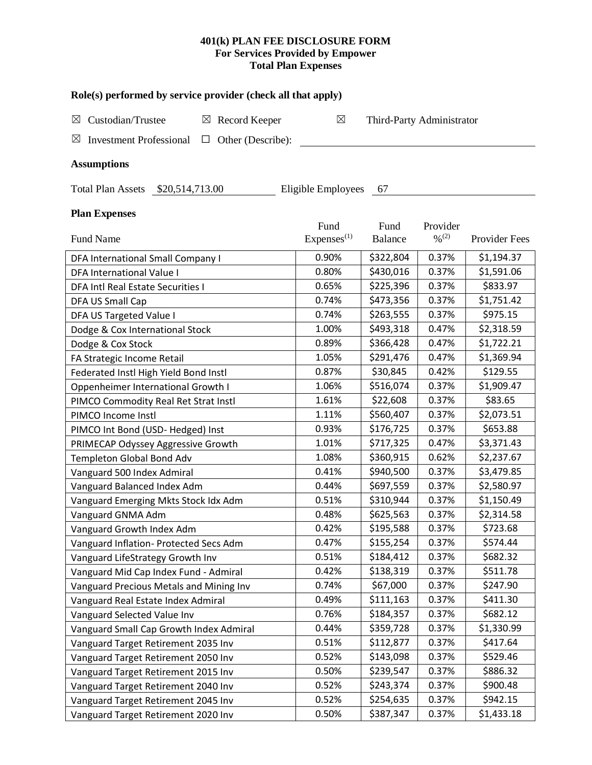**401(k) PLAN FEE DISCLOSURE FORM**
**For Services Provided by Empower**
**Total Plan Expenses**

### Role(s) performed by service provider (check all that apply)

☒ Custodian/Trustee ☒ Record Keeper ☒ Third-Party Administrator

☒ Investment Professional ☐ Other (Describe): ______________________

### Assumptions

Total Plan Assets $20,514,713.00 Eligible Employees 67

### Plan Expenses

| Fund Name | Fund Expenses(1) | Fund Balance | Provider %(2) | Provider Fees |
|---|---|---|---|---|
| DFA International Small Company I | 0.90% | $322,804 | 0.37% | $1,194.37 |
| DFA International Value I | 0.80% | $430,016 | 0.37% | $1,591.06 |
| DFA Intl Real Estate Securities I | 0.65% | $225,396 | 0.37% | $833.97 |
| DFA US Small Cap | 0.74% | $473,356 | 0.37% | $1,751.42 |
| DFA US Targeted Value I | 0.74% | $263,555 | 0.37% | $975.15 |
| Dodge & Cox International Stock | 1.00% | $493,318 | 0.47% | $2,318.59 |
| Dodge & Cox Stock | 0.89% | $366,428 | 0.47% | $1,722.21 |
| FA Strategic Income Retail | 1.05% | $291,476 | 0.47% | $1,369.94 |
| Federated Instl High Yield Bond Instl | 0.87% | $30,845 | 0.42% | $129.55 |
| Oppenheimer International Growth I | 1.06% | $516,074 | 0.37% | $1,909.47 |
| PIMCO Commodity Real Ret Strat Instl | 1.61% | $22,608 | 0.37% | $83.65 |
| PIMCO Income Instl | 1.11% | $560,407 | 0.37% | $2,073.51 |
| PIMCO Int Bond (USD- Hedged) Inst | 0.93% | $176,725 | 0.37% | $653.88 |
| PRIMECAP Odyssey Aggressive Growth | 1.01% | $717,325 | 0.47% | $3,371.43 |
| Templeton Global Bond Adv | 1.08% | $360,915 | 0.62% | $2,237.67 |
| Vanguard 500 Index Admiral | 0.41% | $940,500 | 0.37% | $3,479.85 |
| Vanguard Balanced Index Adm | 0.44% | $697,559 | 0.37% | $2,580.97 |
| Vanguard Emerging Mkts Stock Idx Adm | 0.51% | $310,944 | 0.37% | $1,150.49 |
| Vanguard GNMA Adm | 0.48% | $625,563 | 0.37% | $2,314.58 |
| Vanguard Growth Index Adm | 0.42% | $195,588 | 0.37% | $723.68 |
| Vanguard Inflation- Protected Secs Adm | 0.47% | $155,254 | 0.37% | $574.44 |
| Vanguard LifeStrategy Growth Inv | 0.51% | $184,412 | 0.37% | $682.32 |
| Vanguard Mid Cap Index Fund - Admiral | 0.42% | $138,319 | 0.37% | $511.78 |
| Vanguard Precious Metals and Mining Inv | 0.74% | $67,000 | 0.37% | $247.90 |
| Vanguard Real Estate Index Admiral | 0.49% | $111,163 | 0.37% | $411.30 |
| Vanguard Selected Value Inv | 0.76% | $184,357 | 0.37% | $682.12 |
| Vanguard Small Cap Growth Index Admiral | 0.44% | $359,728 | 0.37% | $1,330.99 |
| Vanguard Target Retirement 2035 Inv | 0.51% | $112,877 | 0.37% | $417.64 |
| Vanguard Target Retirement 2050 Inv | 0.52% | $143,098 | 0.37% | $529.46 |
| Vanguard Target Retirement 2015 Inv | 0.50% | $239,547 | 0.37% | $886.32 |
| Vanguard Target Retirement 2040 Inv | 0.52% | $243,374 | 0.37% | $900.48 |
| Vanguard Target Retirement 2045 Inv | 0.52% | $254,635 | 0.37% | $942.15 |
| Vanguard Target Retirement 2020 Inv | 0.50% | $387,347 | 0.37% | $1,433.18 |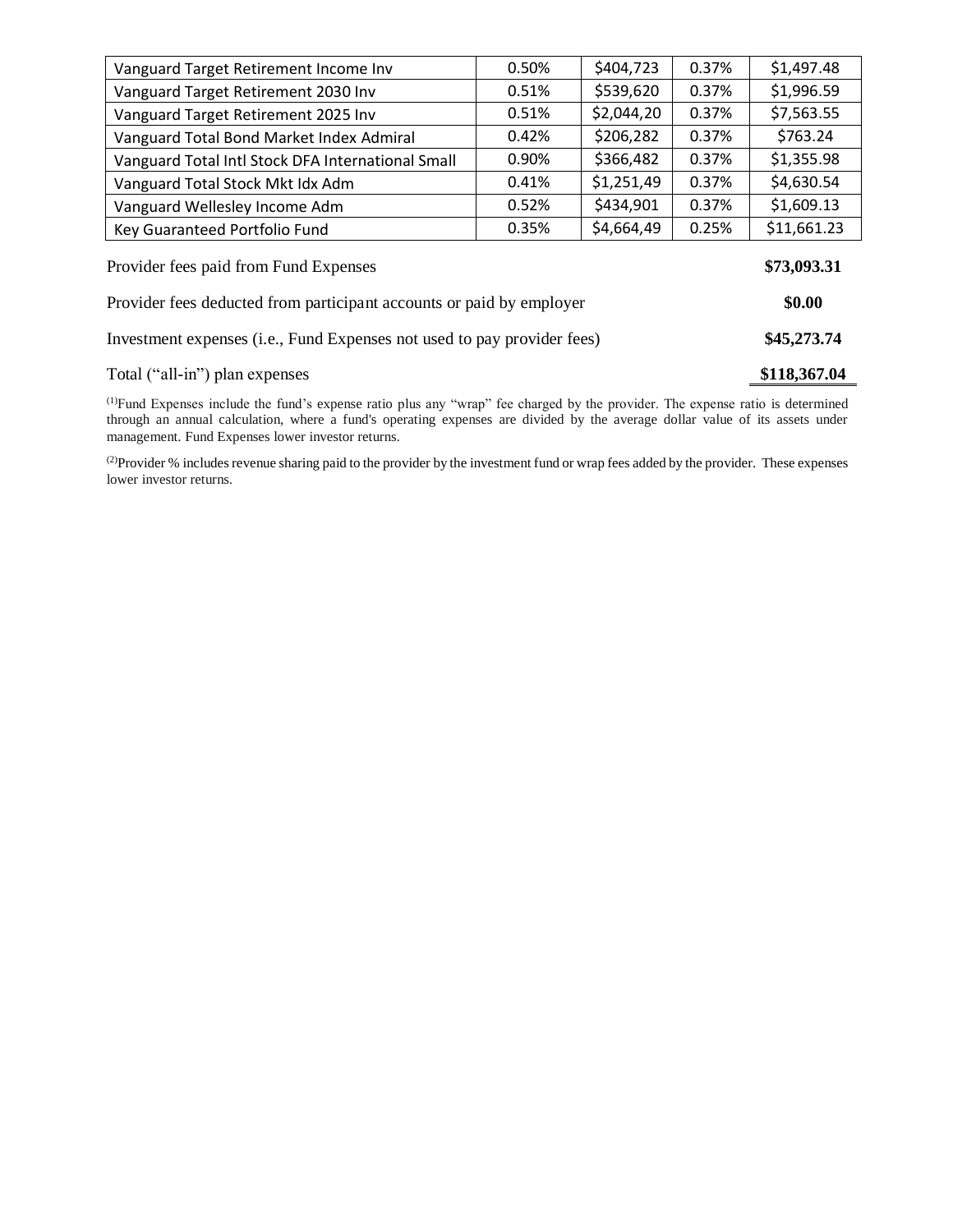| | | | | |
|---|---|---|---|---|
| Vanguard Target Retirement Income Inv | 0.50% | $404,723 | 0.37% | $1,497.48 |
| Vanguard Target Retirement 2030 Inv | 0.51% | $539,620 | 0.37% | $1,996.59 |
| Vanguard Target Retirement 2025 Inv | 0.51% | $2,044,20 | 0.37% | $7,563.55 |
| Vanguard Total Bond Market Index Admiral | 0.42% | $206,282 | 0.37% | $763.24 |
| Vanguard Total Intl Stock DFA International Small | 0.90% | $366,482 | 0.37% | $1,355.98 |
| Vanguard Total Stock Mkt Idx Adm | 0.41% | $1,251,49 | 0.37% | $4,630.54 |
| Vanguard Wellesley Income Adm | 0.52% | $434,901 | 0.37% | $1,609.13 |
| Key Guaranteed Portfolio Fund | 0.35% | $4,664,49 | 0.25% | $11,661.23 |

| | |
|---|---|
| Provider fees paid from Fund Expenses | **$73,093.31** |
| Provider fees deducted from participant accounts or paid by employer | **$0.00** |
| Investment expenses (i.e., Fund Expenses not used to pay provider fees) | **$45,273.74** |
| Total ("all-in") plan expenses | **$118,367.04** |

[(1)]Fund Expenses include the fund's expense ratio plus any "wrap" fee charged by the provider. The expense ratio is determined through an annual calculation, where a fund's operating expenses are divided by the average dollar value of its assets under management. Fund Expenses lower investor returns.

[(2)]Provider % includes revenue sharing paid to the provider by the investment fund or wrap fees added by the provider. These expenses lower investor returns.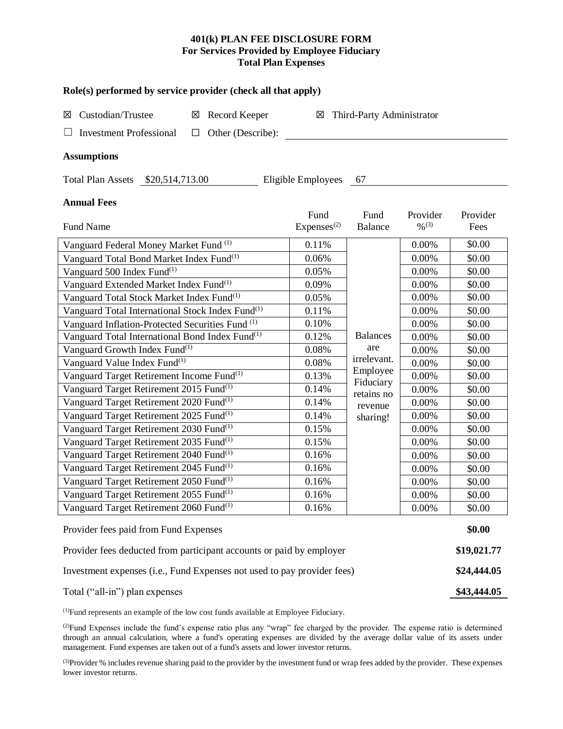**401(k) PLAN FEE DISCLOSURE FORM**
**For Services Provided by Employee Fiduciary**
**Total Plan Expenses**

**Role(s) performed by service provider (check all that apply)**

☒ Custodian/Trustee ☒ Record Keeper ☒ Third-Party Administrator

☐ Investment Professional ☐ Other (Describe): \_\_\_\_\_\_\_\_\_\_\_\_\_\_\_\_\_\_\_\_

**Assumptions**

Total Plan Assets $20,514,713.00 Eligible Employees 67

**Annual Fees**

| Fund Name | Fund Expenses[(2)] | Fund Balance | Provider %[(3)] | Provider Fees |
|---|---|---|---|---|
| Vanguard Federal Money Market Fund [(1)] | 0.11% | Balances are irrelevant. Employee Fiduciary retains no revenue sharing! | 0.00% | $0.00 |
| Vanguard Total Bond Market Index Fund[(1)] | 0.06% | | 0.00% | $0.00 |
| Vanguard 500 Index Fund[(1)] | 0.05% | | 0.00% | $0.00 |
| Vanguard Extended Market Index Fund[(1)] | 0.09% | | 0.00% | $0.00 |
| Vanguard Total Stock Market Index Fund[(1)] | 0.05% | | 0.00% | $0.00 |
| Vanguard Total International Stock Index Fund[(1)] | 0.11% | | 0.00% | $0.00 |
| Vanguard Inflation-Protected Securities Fund [(1)] | 0.10% | | 0.00% | $0.00 |
| Vanguard Total International Bond Index Fund[(1)] | 0.12% | | 0.00% | $0.00 |
| Vanguard Growth Index Fund[(1)] | 0.08% | | 0.00% | $0.00 |
| Vanguard Value Index Fund[(1)] | 0.08% | | 0.00% | $0.00 |
| Vanguard Target Retirement Income Fund[(1)] | 0.13% | | 0.00% | $0.00 |
| Vanguard Target Retirement 2015 Fund[(1)] | 0.14% | | 0.00% | $0.00 |
| Vanguard Target Retirement 2020 Fund[(1)] | 0.14% | | 0.00% | $0.00 |
| Vanguard Target Retirement 2025 Fund[(1)] | 0.14% | | 0.00% | $0.00 |
| Vanguard Target Retirement 2030 Fund[(1)] | 0.15% | | 0.00% | $0.00 |
| Vanguard Target Retirement 2035 Fund[(1)] | 0.15% | | 0.00% | $0.00 |
| Vanguard Target Retirement 2040 Fund[(1)] | 0.16% | | 0.00% | $0.00 |
| Vanguard Target Retirement 2045 Fund[(1)] | 0.16% | | 0.00% | $0.00 |
| Vanguard Target Retirement 2050 Fund[(1)] | 0.16% | | 0.00% | $0.00 |
| Vanguard Target Retirement 2055 Fund[(1)] | 0.16% | | 0.00% | $0.00 |
| Vanguard Target Retirement 2060 Fund[(1)] | 0.16% | | 0.00% | $0.00 |

| | |
|---|---|
| Provider fees paid from Fund Expenses | **$0.00** |
| Provider fees deducted from participant accounts or paid by employer | **$19,021.77** |
| Investment expenses (i.e., Fund Expenses not used to pay provider fees) | **$24,444.05** |
| Total ("all-in") plan expenses | **$43,444.05** |

[(1)]Fund represents an example of the low cost funds available at Employee Fiduciary.

[(2)]Fund Expenses include the fund's expense ratio plus any "wrap" fee charged by the provider. The expense ratio is determined through an annual calculation, where a fund's operating expenses are divided by the average dollar value of its assets under management. Fund expenses are taken out of a fund's assets and lower investor returns.

[(3)]Provider % includes revenue sharing paid to the provider by the investment fund or wrap fees added by the provider. These expenses lower investor returns.